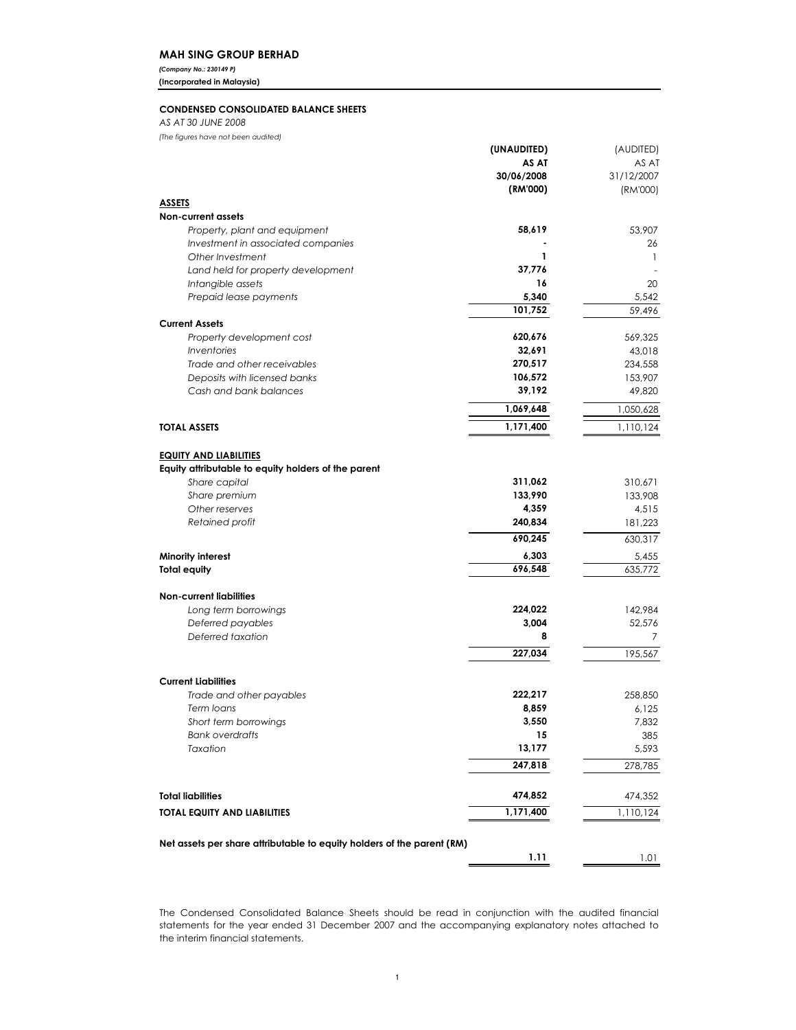**MAH SING GROUP BERHAD**

*(Company No.: 230149 P)*

**(Incorporated in Malaysia)**

**CONDENSED CONSOLIDATED BALANCE SHEETS**

*AS AT 30 JUNE 2008*

*(The figures have not been audited)*

| | **(UNAUDITED) AS AT 30/06/2008 (RM'000)** | (AUDITED) AS AT 31/12/2007 (RM'000) |
|---|---|---|
| **ASSETS** | | |
| **Non-current assets** | | |
| *Property, plant and equipment* | **58,619** | 53,907 |
| *Investment in associated companies* | **-** | 26 |
| *Other Investment* | **1** | 1 |
| *Land held for property development* | **37,776** | - |
| *Intangible assets* | **16** | 20 |
| *Prepaid lease payments* | **5,340** | 5,542 |
| | **101,752** | 59,496 |
| **Current Assets** | | |
| *Property development cost* | **620,676** | 569,325 |
| *Inventories* | **32,691** | 43,018 |
| *Trade and other receivables* | **270,517** | 234,558 |
| *Deposits with licensed banks* | **106,572** | 153,907 |
| *Cash and bank balances* | **39,192** | 49,820 |
| | **1,069,648** | 1,050,628 |
| **TOTAL ASSETS** | **1,171,400** | 1,110,124 |
| **EQUITY AND LIABILITIES** | | |
| **Equity attributable to equity holders of the parent** | | |
| *Share capital* | **311,062** | 310,671 |
| *Share premium* | **133,990** | 133,908 |
| *Other reserves* | **4,359** | 4,515 |
| *Retained profit* | **240,834** | 181,223 |
| | **690,245** | 630,317 |
| **Minority interest** | **6,303** | 5,455 |
| **Total equity** | **696,548** | 635,772 |
| **Non-current liabilities** | | |
| *Long term borrowings* | **224,022** | 142,984 |
| *Deferred payables* | **3,004** | 52,576 |
| *Deferred taxation* | **8** | 7 |
| | **227,034** | 195,567 |
| **Current Liabilities** | | |
| *Trade and other payables* | **222,217** | 258,850 |
| *Term loans* | **8,859** | 6,125 |
| *Short term borrowings* | **3,550** | 7,832 |
| *Bank overdrafts* | **15** | 385 |
| *Taxation* | **13,177** | 5,593 |
| | **247,818** | 278,785 |
| **Total liabilities** | **474,852** | 474,352 |
| **TOTAL EQUITY AND LIABILITIES** | **1,171,400** | 1,110,124 |
| **Net assets per share attributable to equity holders of the parent (RM)** | **1.11** | 1.01 |

The Condensed Consolidated Balance Sheets should be read in conjunction with the audited financial statements for the year ended 31 December 2007 and the accompanying explanatory notes attached to the interim financial statements.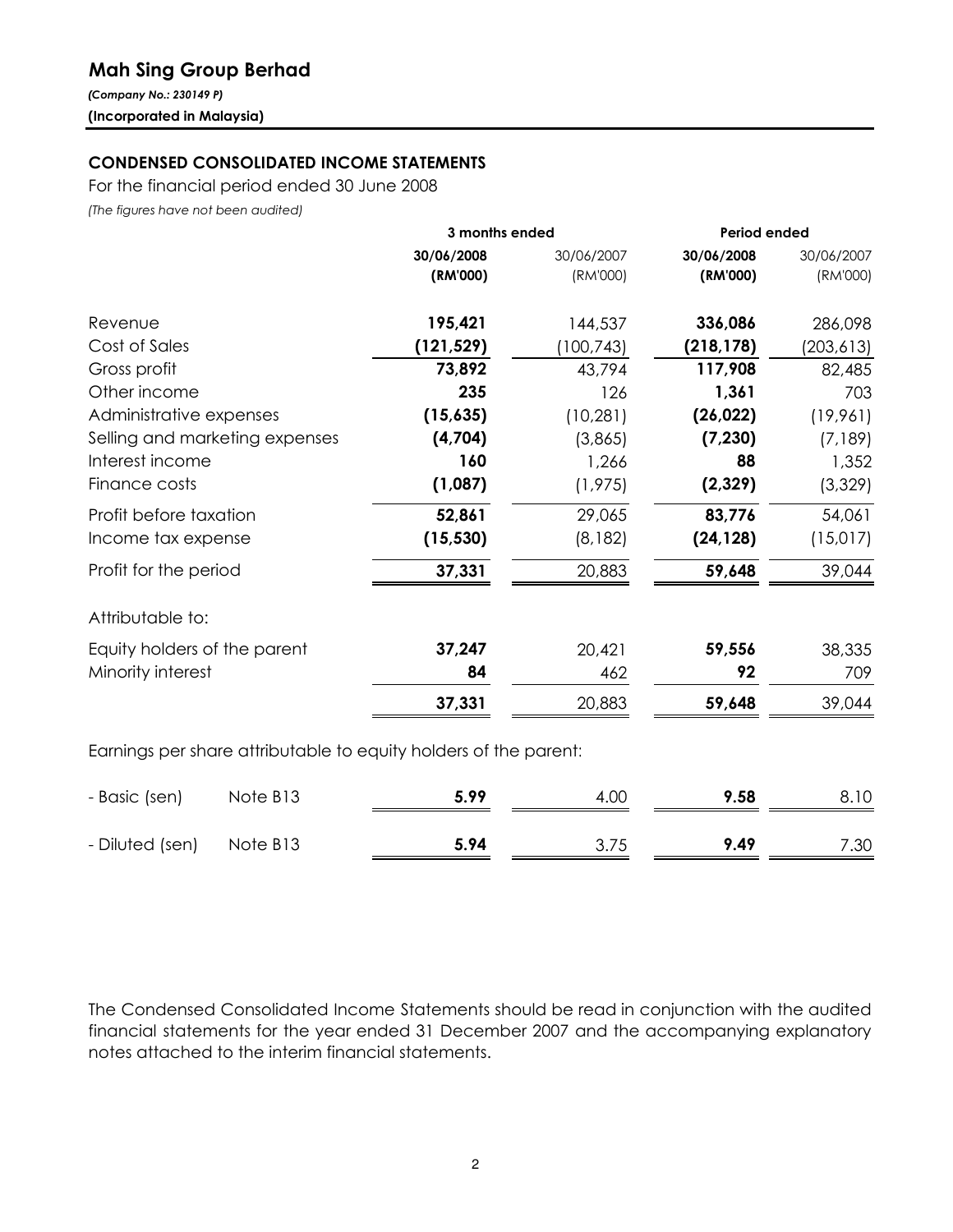# Mah Sing Group Berhad

*(Company No.: 230149 P)*

**(Incorporated in Malaysia)**

## CONDENSED CONSOLIDATED INCOME STATEMENTS

For the financial period ended 30 June 2008

*(The figures have not been audited)*

| | | 3 months ended | | Period ended | |
|---|---|---|---|---|---|
| | | **30/06/2008** | 30/06/2007 | **30/06/2008** | 30/06/2007 |
| | | **(RM'000)** | (RM'000) | **(RM'000)** | (RM'000) |
| Revenue | | **195,421** | 144,537 | **336,086** | 286,098 |
| Cost of Sales | | **(121,529)** | (100,743) | **(218,178)** | (203,613) |
| Gross profit | | **73,892** | 43,794 | **117,908** | 82,485 |
| Other income | | **235** | 126 | **1,361** | 703 |
| Administrative expenses | | **(15,635)** | (10,281) | **(26,022)** | (19,961) |
| Selling and marketing expenses | | **(4,704)** | (3,865) | **(7,230)** | (7,189) |
| Interest income | | **160** | 1,266 | **88** | 1,352 |
| Finance costs | | **(1,087)** | (1,975) | **(2,329)** | (3,329) |
| Profit before taxation | | **52,861** | 29,065 | **83,776** | 54,061 |
| Income tax expense | | **(15,530)** | (8,182) | **(24,128)** | (15,017) |
| Profit for the period | | **37,331** | 20,883 | **59,648** | 39,044 |
| Attributable to: | | | | | |
| Equity holders of the parent | | **37,247** | 20,421 | **59,556** | 38,335 |
| Minority interest | | **84** | 462 | **92** | 709 |
| | | **37,331** | 20,883 | **59,648** | 39,044 |
| Earnings per share attributable to equity holders of the parent: | | | | | |
| - Basic (sen) | Note B13 | **5.99** | 4.00 | **9.58** | 8.10 |
| - Diluted (sen) | Note B13 | **5.94** | 3.75 | **9.49** | 7.30 |

The Condensed Consolidated Income Statements should be read in conjunction with the audited financial statements for the year ended 31 December 2007 and the accompanying explanatory notes attached to the interim financial statements.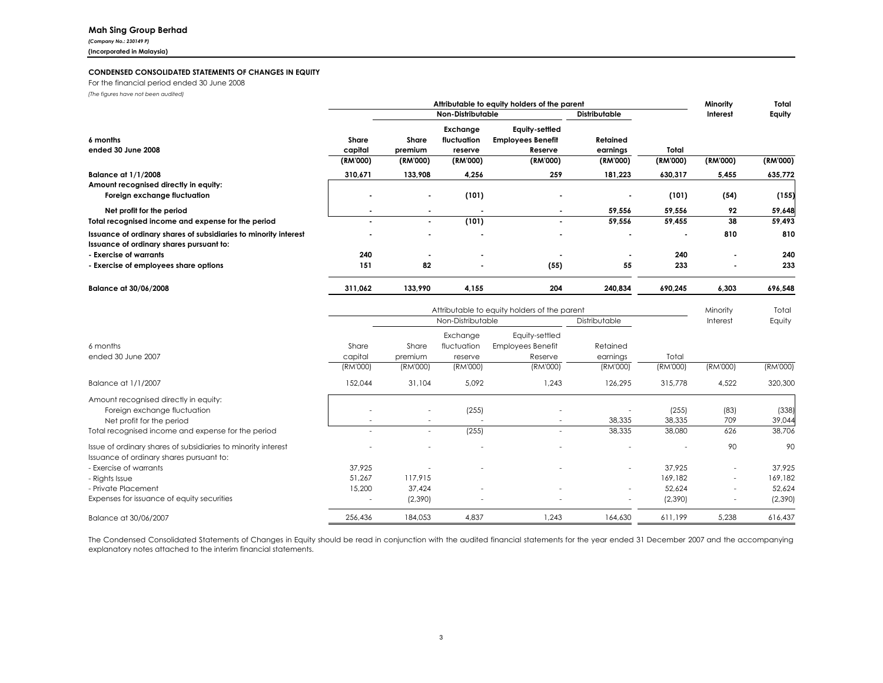**Mah Sing Group Berhad**

*(Company No.: 230149 P)*

**(Incorporated in Malaysia)**

**CONDENSED CONSOLIDATED STATEMENTS OF CHANGES IN EQUITY**

For the financial period ended 30 June 2008

*(The figures have not been audited)*

| | Attributable to equity holders of the parent | | | | | | Minority Interest | Total Equity |
|---|---|---|---|---|---|---|---|---|
| | | Non-Distributable | | | Distributable | | | |
| **6 months ended 30 June 2008** | **Share capital** | **Share premium** | **Exchange fluctuation reserve** | **Equity-settled Employees Benefit Reserve** | **Retained earnings** | **Total** | | |
| | **(RM'000)** | **(RM'000)** | **(RM'000)** | **(RM'000)** | **(RM'000)** | **(RM'000)** | **(RM'000)** | **(RM'000)** |
| **Balance at 1/1/2008** | **310,671** | **133,908** | **4,256** | **259** | **181,223** | **630,317** | **5,455** | **635,772** |
| **Amount recognised directly in equity:** | | | | | | | | |
| **Foreign exchange fluctuation** | **-** | **-** | **(101)** | **-** | **-** | **(101)** | **(54)** | **(155)** |
| **Net profit for the period** | **-** | **-** | **-** | **-** | **59,556** | **59,556** | **92** | **59,648** |
| **Total recognised income and expense for the period** | **-** | **-** | **(101)** | **-** | **59,556** | **59,455** | **38** | **59,493** |
| **Issuance of ordinary shares of subsidiaries to minority interest** | **-** | **-** | **-** | **-** | **-** | **-** | **810** | **810** |
| **Issuance of ordinary shares pursuant to:** | | | | | | | | |
| **- Exercise of warrants** | **240** | **-** | **-** | **-** | **-** | **240** | **-** | **240** |
| **- Exercise of employees share options** | **151** | **82** | **-** | **(55)** | **55** | **233** | **-** | **233** |
| **Balance at 30/06/2008** | **311,062** | **133,990** | **4,155** | **204** | **240,834** | **690,245** | **6,303** | **696,548** |

| | Attributable to equity holders of the parent | | | | | | Minority Interest | Total Equity |
|---|---|---|---|---|---|---|---|---|
| | | Non-Distributable | | | Distributable | | | |
| 6 months ended 30 June 2007 | Share capital | Share premium | Exchange fluctuation reserve | Equity-settled Employees Benefit Reserve | Retained earnings | Total | | |
| | (RM'000) | (RM'000) | (RM'000) | (RM'000) | (RM'000) | (RM'000) | (RM'000) | (RM'000) |
| Balance at 1/1/2007 | 152,044 | 31,104 | 5,092 | 1,243 | 126,295 | 315,778 | 4,522 | 320,300 |
| Amount recognised directly in equity: | | | | | | | | |
| Foreign exchange fluctuation | - | - | (255) | - | - | (255) | (83) | (338) |
| Net profit for the period | - | - | - | - | 38,335 | 38,335 | 709 | 39,044 |
| Total recognised income and expense for the period | - | - | (255) | - | 38,335 | 38,080 | 626 | 38,706 |
| Issue of ordinary shares of subsidiaries to minority interest | - | - | - | - | - | - | 90 | 90 |
| Issuance of ordinary shares pursuant to: | | | | | | | | |
| - Exercise of warrants | 37,925 | - | - | - | - | 37,925 | - | 37,925 |
| - Rights Issue | 51,267 | 117,915 | | | | 169,182 | - | 169,182 |
| - Private Placement | 15,200 | 37,424 | - | - | - | 52,624 | - | 52,624 |
| Expenses for issuance of equity securities | - | (2,390) | - | - | - | (2,390) | - | (2,390) |
| Balance at 30/06/2007 | 256,436 | 184,053 | 4,837 | 1,243 | 164,630 | 611,199 | 5,238 | 616,437 |

The Condensed Consolidated Statements of Changes in Equity should be read in conjunction with the audited financial statements for the year ended 31 December 2007 and the accompanying explanatory notes attached to the interim financial statements.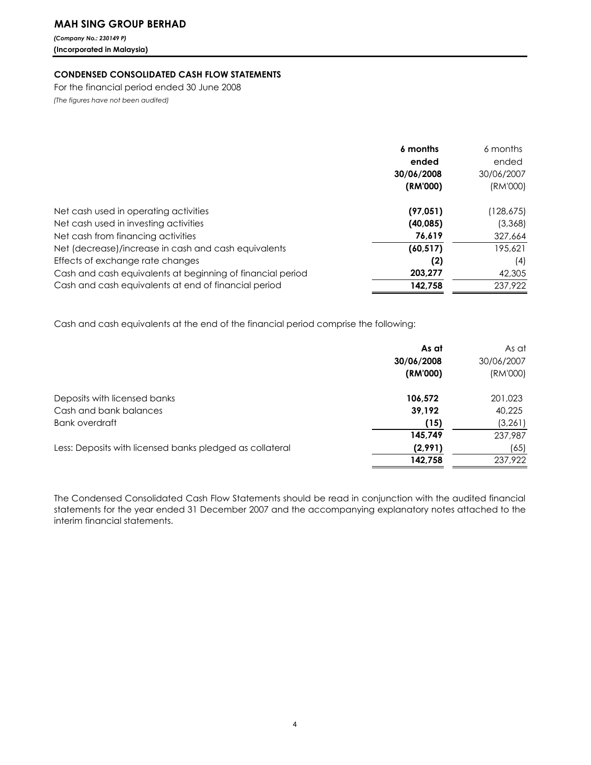# MAH SING GROUP BERHAD

***(Company No.: 230149 P)***
**(Incorporated in Malaysia)**

## CONDENSED CONSOLIDATED CASH FLOW STATEMENTS

For the financial period ended 30 June 2008
*(The figures have not been audited)*

| | **6 months ended 30/06/2008 (RM'000)** | 6 months ended 30/06/2007 (RM'000) |
|---|---|---|
| Net cash used in operating activities | **(97,051)** | (128,675) |
| Net cash used in investing activities | **(40,085)** | (3,368) |
| Net cash from financing activities | **76,619** | 327,664 |
| Net (decrease)/increase in cash and cash equivalents | **(60,517)** | 195,621 |
| Effects of exchange rate changes | **(2)** | (4) |
| Cash and cash equivalents at beginning of financial period | **203,277** | 42,305 |
| Cash and cash equivalents at end of financial period | **142,758** | 237,922 |

Cash and cash equivalents at the end of the financial period comprise the following:

| | **As at 30/06/2008 (RM'000)** | As at 30/06/2007 (RM'000) |
|---|---|---|
| Deposits with licensed banks | **106,572** | 201,023 |
| Cash and bank balances | **39,192** | 40,225 |
| Bank overdraft | **(15)** | (3,261) |
| | **145,749** | 237,987 |
| Less: Deposits with licensed banks pledged as collateral | **(2,991)** | (65) |
| | **142,758** | 237,922 |

The Condensed Consolidated Cash Flow Statements should be read in conjunction with the audited financial statements for the year ended 31 December 2007 and the accompanying explanatory notes attached to the interim financial statements.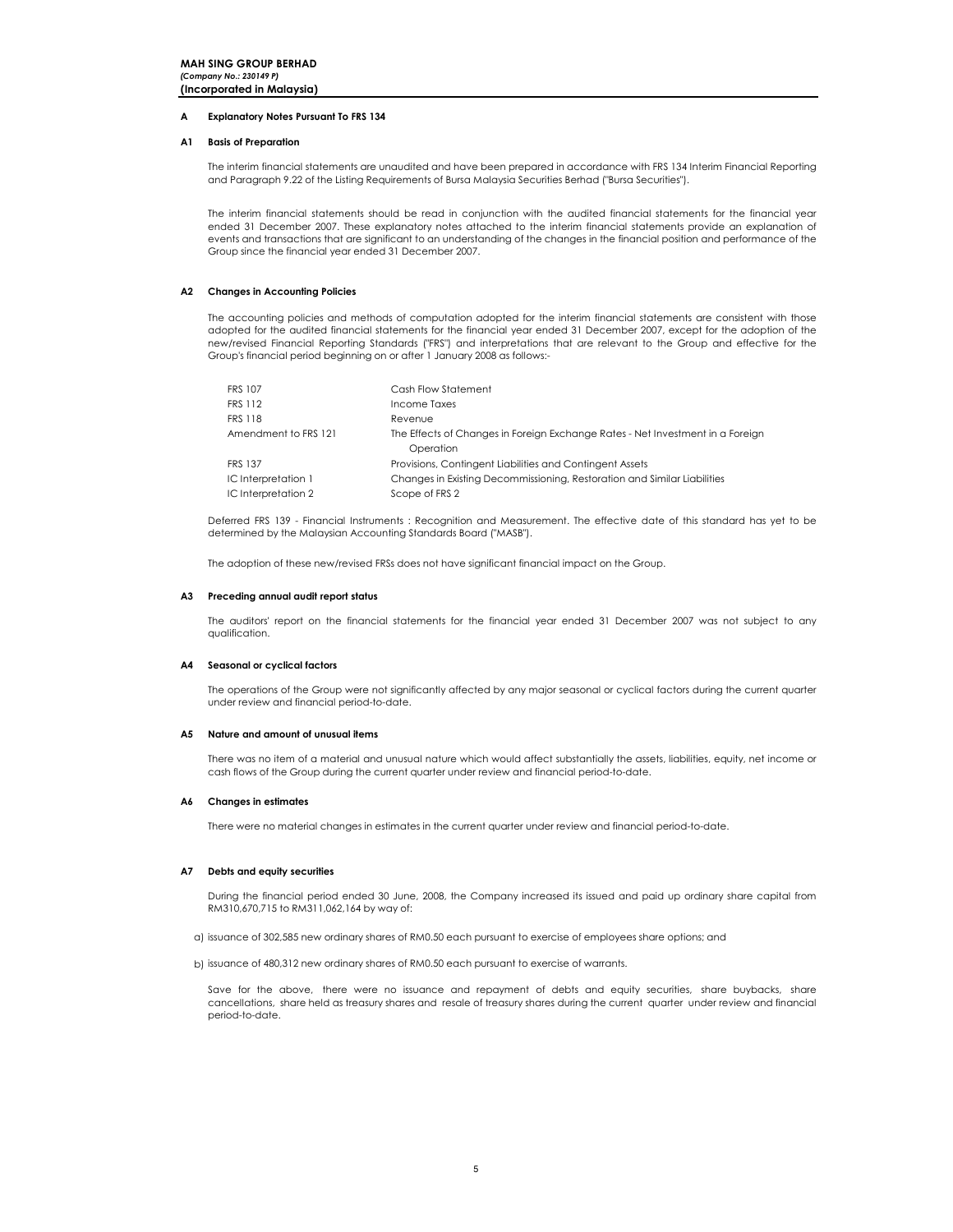**MAH SING GROUP BERHAD**
***(Company No.: 230149 P)***
**(Incorporated in Malaysia)**

## A Explanatory Notes Pursuant To FRS 134

### A1 Basis of Preparation

The interim financial statements are unaudited and have been prepared in accordance with FRS 134 Interim Financial Reporting and Paragraph 9.22 of the Listing Requirements of Bursa Malaysia Securities Berhad ("Bursa Securities").

The interim financial statements should be read in conjunction with the audited financial statements for the financial year ended 31 December 2007. These explanatory notes attached to the interim financial statements provide an explanation of events and transactions that are significant to an understanding of the changes in the financial position and performance of the Group since the financial year ended 31 December 2007.

### A2 Changes in Accounting Policies

The accounting policies and methods of computation adopted for the interim financial statements are consistent with those adopted for the audited financial statements for the financial year ended 31 December 2007, except for the adoption of the new/revised Financial Reporting Standards ("FRS") and interpretations that are relevant to the Group and effective for the Group's financial period beginning on or after 1 January 2008 as follows:-

| | |
|---|---|
| FRS 107 | Cash Flow Statement |
| FRS 112 | Income Taxes |
| FRS 118 | Revenue |
| Amendment to FRS 121 | The Effects of Changes in Foreign Exchange Rates - Net Investment in a Foreign Operation |
| FRS 137 | Provisions, Contingent Liabilities and Contingent Assets |
| IC Interpretation 1 | Changes in Existing Decommissioning, Restoration and Similar Liabilities |
| IC Interpretation 2 | Scope of FRS 2 |

Deferred FRS 139 - Financial Instruments : Recognition and Measurement. The effective date of this standard has yet to be determined by the Malaysian Accounting Standards Board ("MASB").

The adoption of these new/revised FRSs does not have significant financial impact on the Group.

### A3 Preceding annual audit report status

The auditors' report on the financial statements for the financial year ended 31 December 2007 was not subject to any qualification.

### A4 Seasonal or cyclical factors

The operations of the Group were not significantly affected by any major seasonal or cyclical factors during the current quarter under review and financial period-to-date.

### A5 Nature and amount of unusual items

There was no item of a material and unusual nature which would affect substantially the assets, liabilities, equity, net income or cash flows of the Group during the current quarter under review and financial period-to-date.

### A6 Changes in estimates

There were no material changes in estimates in the current quarter under review and financial period-to-date.

### A7 Debts and equity securities

During the financial period ended 30 June, 2008, the Company increased its issued and paid up ordinary share capital from RM310,670,715 to RM311,062,164 by way of:

a) issuance of 302,585 new ordinary shares of RM0.50 each pursuant to exercise of employees share options; and

b) issuance of 480,312 new ordinary shares of RM0.50 each pursuant to exercise of warrants.

Save for the above, there were no issuance and repayment of debts and equity securities, share buybacks, share cancellations, share held as treasury shares and resale of treasury shares during the current quarter under review and financial period-to-date.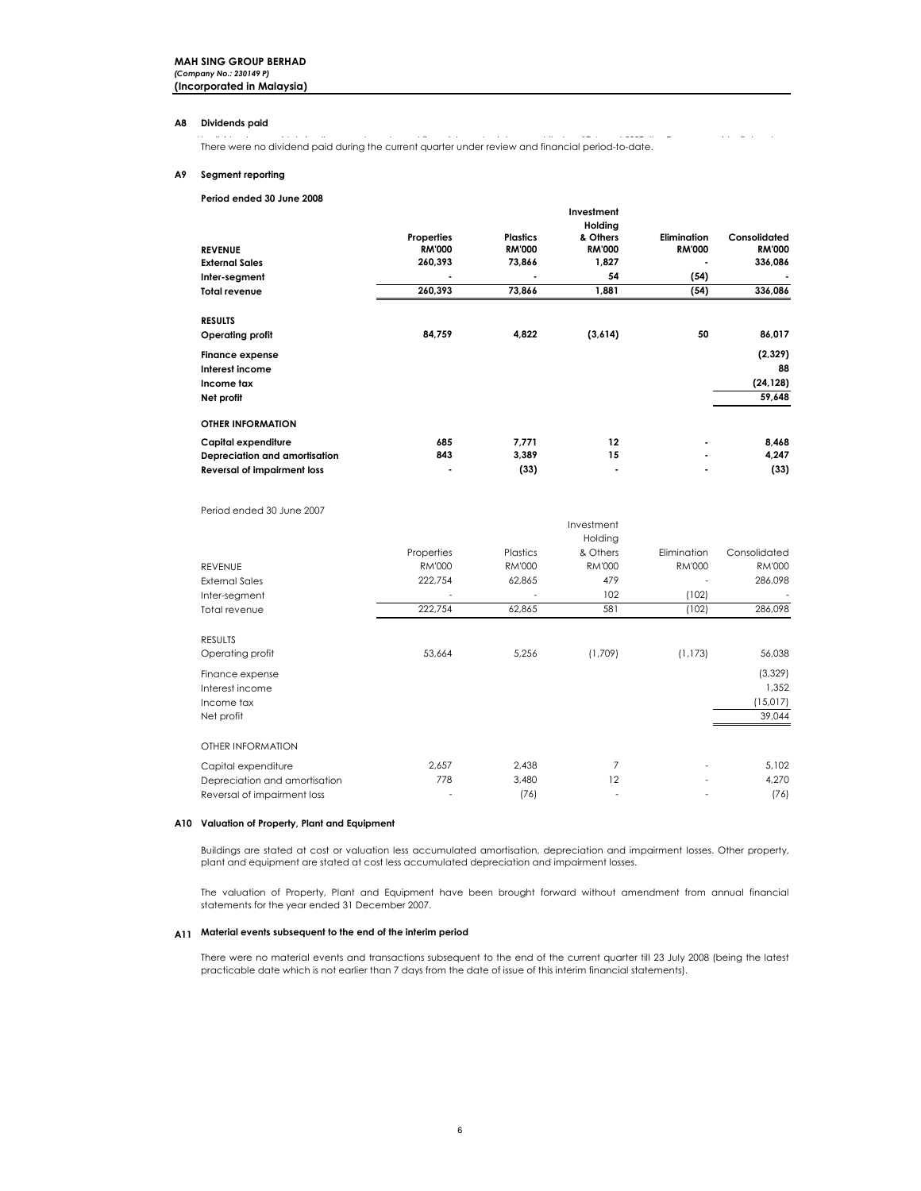**MAH SING GROUP BERHAD**
***(Company No.: 230149 P)***
**(Incorporated in Malaysia)**

## A8 Dividends paid

There were no dividend paid during the current quarter under review and financial period-to-date.

## A9 Segment reporting

**Period ended 30 June 2008**

| | Properties | Plastics | Investment Holding & Others | Elimination | Consolidated |
|---|---|---|---|---|---|
| **REVENUE** | **RM'000** | **RM'000** | **RM'000** | **RM'000** | **RM'000** |
| **External Sales** | **260,393** | **73,866** | **1,827** | **-** | **336,086** |
| **Inter-segment** | **-** | **-** | **54** | **(54)** | **-** |
| **Total revenue** | **260,393** | **73,866** | **1,881** | **(54)** | **336,086** |
| | | | | | |
| **RESULTS** | | | | | |
| **Operating profit** | **84,759** | **4,822** | **(3,614)** | **50** | **86,017** |
| **Finance expense** | | | | | **(2,329)** |
| **Interest income** | | | | | **88** |
| **Income tax** | | | | | **(24,128)** |
| **Net profit** | | | | | **59,648** |
| | | | | | |
| **OTHER INFORMATION** | | | | | |
| **Capital expenditure** | **685** | **7,771** | **12** | **-** | **8,468** |
| **Depreciation and amortisation** | **843** | **3,389** | **15** | **-** | **4,247** |
| **Reversal of impairment loss** | **-** | **(33)** | **-** | **-** | **(33)** |

Period ended 30 June 2007

| | Properties | Plastics | Investment Holding & Others | Elimination | Consolidated |
|---|---|---|---|---|---|
| REVENUE | RM'000 | RM'000 | RM'000 | RM'000 | RM'000 |
| External Sales | 222,754 | 62,865 | 479 | - | 286,098 |
| Inter-segment | - | - | 102 | (102) | - |
| Total revenue | 222,754 | 62,865 | 581 | (102) | 286,098 |
| | | | | | |
| RESULTS | | | | | |
| Operating profit | 53,664 | 5,256 | (1,709) | (1,173) | 56,038 |
| Finance expense | | | | | (3,329) |
| Interest income | | | | | 1,352 |
| Income tax | | | | | (15,017) |
| Net profit | | | | | 39,044 |
| | | | | | |
| OTHER INFORMATION | | | | | |
| Capital expenditure | 2,657 | 2,438 | 7 | - | 5,102 |
| Depreciation and amortisation | 778 | 3,480 | 12 | - | 4,270 |
| Reversal of impairment loss | - | (76) | - | - | (76) |

## A10 Valuation of Property, Plant and Equipment

Buildings are stated at cost or valuation less accumulated amortisation, depreciation and impairment losses. Other property, plant and equipment are stated at cost less accumulated depreciation and impairment losses.

The valuation of Property, Plant and Equipment have been brought forward without amendment from annual financial statements for the year ended 31 December 2007.

## A11 Material events subsequent to the end of the interim period

There were no material events and transactions subsequent to the end of the current quarter till 23 July 2008 (being the latest practicable date which is not earlier than 7 days from the date of issue of this interim financial statements).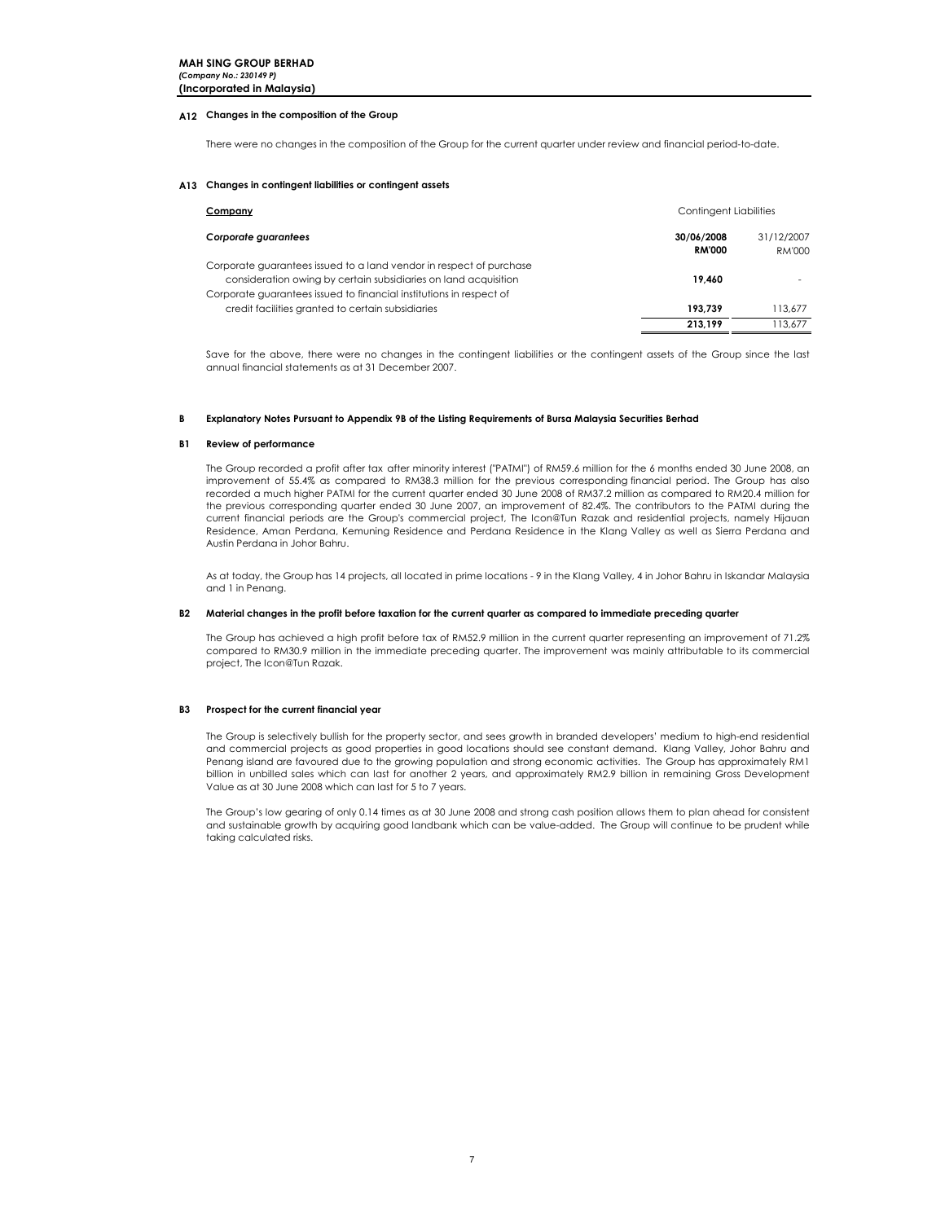**MAH SING GROUP BERHAD**
***(Company No.: 230149 P)***
**(Incorporated in Malaysia)**

### A12 Changes in the composition of the Group

There were no changes in the composition of the Group for the current quarter under review and financial period-to-date.

### A13 Changes in contingent liabilities or contingent assets

| <u>Company</u> | Contingent Liabilities | |
|---|---|---|
| ***Corporate guarantees*** | **30/06/2008 RM'000** | 31/12/2007 RM'000 |
| Corporate guarantees issued to a land vendor in respect of purchase consideration owing by certain subsidiaries on land acquisition | **19,460** | - |
| Corporate guarantees issued to financial institutions in respect of credit facilities granted to certain subsidiaries | **193,739** | 113,677 |
| | **213,199** | 113,677 |

Save for the above, there were no changes in the contingent liabilities or the contingent assets of the Group since the last annual financial statements as at 31 December 2007.

## B Explanatory Notes Pursuant to Appendix 9B of the Listing Requirements of Bursa Malaysia Securities Berhad

### B1 Review of performance

The Group recorded a profit after tax after minority interest ("PATMI") of RM59.6 million for the 6 months ended 30 June 2008, an improvement of 55.4% as compared to RM38.3 million for the previous corresponding financial period. The Group has also recorded a much higher PATMI for the current quarter ended 30 June 2008 of RM37.2 million as compared to RM20.4 million for the previous corresponding quarter ended 30 June 2007, an improvement of 82.4%. The contributors to the PATMI during the current financial periods are the Group's commercial project, The Icon@Tun Razak and residential projects, namely Hijauan Residence, Aman Perdana, Kemuning Residence and Perdana Residence in the Klang Valley as well as Sierra Perdana and Austin Perdana in Johor Bahru.

As at today, the Group has 14 projects, all located in prime locations - 9 in the Klang Valley, 4 in Johor Bahru in Iskandar Malaysia and 1 in Penang.

### B2 Material changes in the profit before taxation for the current quarter as compared to immediate preceding quarter

The Group has achieved a high profit before tax of RM52.9 million in the current quarter representing an improvement of 71.2% compared to RM30.9 million in the immediate preceding quarter. The improvement was mainly attributable to its commercial project, The Icon@Tun Razak.

### B3 Prospect for the current financial year

The Group is selectively bullish for the property sector, and sees growth in branded developers' medium to high-end residential and commercial projects as good properties in good locations should see constant demand. Klang Valley, Johor Bahru and Penang island are favoured due to the growing population and strong economic activities. The Group has approximately RM1 billion in unbilled sales which can last for another 2 years, and approximately RM2.9 billion in remaining Gross Development Value as at 30 June 2008 which can last for 5 to 7 years.

The Group's low gearing of only 0.14 times as at 30 June 2008 and strong cash position allows them to plan ahead for consistent and sustainable growth by acquiring good landbank which can be value-added. The Group will continue to be prudent while taking calculated risks.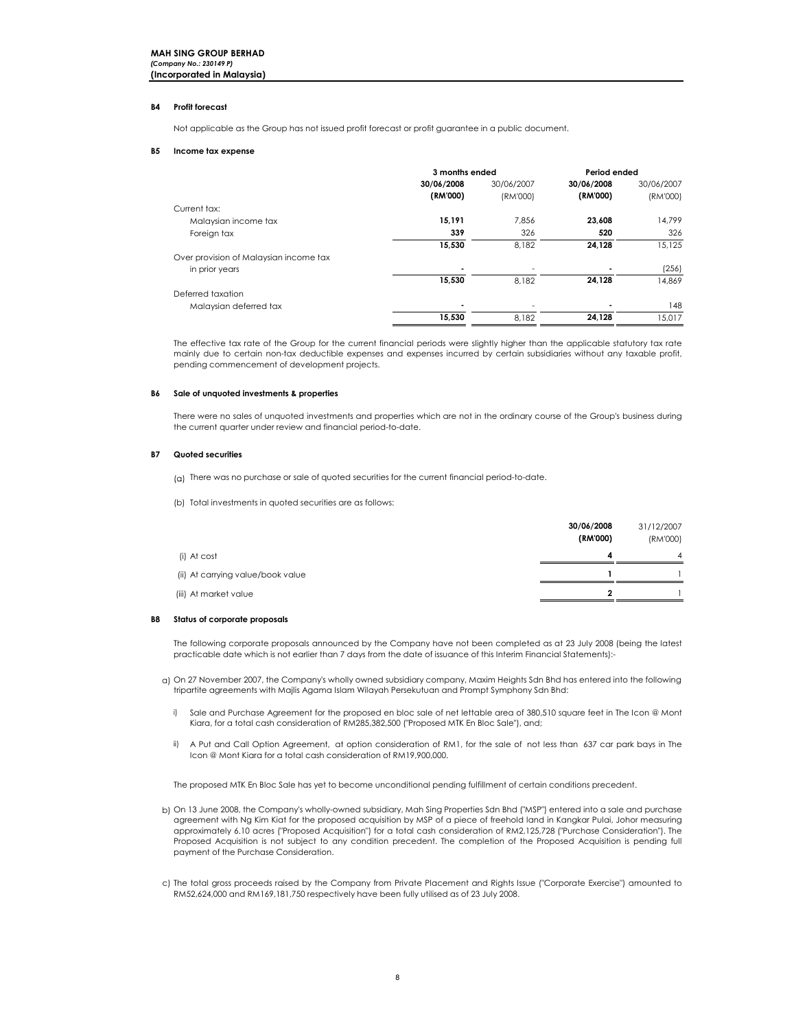**MAH SING GROUP BERHAD**
*(Company No.: 230149 P)*
**(Incorporated in Malaysia)**

### B4 Profit forecast

Not applicable as the Group has not issued profit forecast or profit guarantee in a public document.

### B5 Income tax expense

| | 3 months ended | | Period ended | |
|---|---|---|---|---|
| | **30/06/2008 (RM'000)** | 30/06/2007 (RM'000) | **30/06/2008 (RM'000)** | 30/06/2007 (RM'000) |
| Current tax: | | | | |
| Malaysian income tax | **15,191** | 7,856 | **23,608** | 14,799 |
| Foreign tax | **339** | 326 | **520** | 326 |
| | **15,530** | 8,182 | **24,128** | 15,125 |
| Over provision of Malaysian income tax in prior years | **-** | - | **-** | (256) |
| | **15,530** | 8,182 | **24,128** | 14,869 |
| Deferred taxation | | | | |
| Malaysian deferred tax | **-** | - | **-** | 148 |
| | **15,530** | 8,182 | **24,128** | 15,017 |

The effective tax rate of the Group for the current financial periods were slightly higher than the applicable statutory tax rate mainly due to certain non-tax deductible expenses and expenses incurred by certain subsidiaries without any taxable profit, pending commencement of development projects.

### B6 Sale of unquoted investments & properties

There were no sales of unquoted investments and properties which are not in the ordinary course of the Group's business during the current quarter under review and financial period-to-date.

### B7 Quoted securities

(a) There was no purchase or sale of quoted securities for the current financial period-to-date.

(b) Total investments in quoted securities are as follows:

| | **30/06/2008 (RM'000)** | 31/12/2007 (RM'000) |
|---|---|---|
| (i) At cost | **4** | 4 |
| (ii) At carrying value/book value | **1** | 1 |
| (iii) At market value | **2** | 1 |

### B8 Status of corporate proposals

The following corporate proposals announced by the Company have not been completed as at 23 July 2008 (being the latest practicable date which is not earlier than 7 days from the date of issuance of this Interim Financial Statements):-

a) On 27 November 2007, the Company's wholly owned subsidiary company, Maxim Heights Sdn Bhd has entered into the following tripartite agreements with Majlis Agama Islam Wilayah Persekutuan and Prompt Symphony Sdn Bhd:

   i) Sale and Purchase Agreement for the proposed en bloc sale of net lettable area of 380,510 square feet in The Icon @ Mont Kiara, for a total cash consideration of RM285,382,500 ("Proposed MTK En Bloc Sale"), and;

   ii) A Put and Call Option Agreement, at option consideration of RM1, for the sale of not less than 637 car park bays in The Icon @ Mont Kiara for a total cash consideration of RM19,900,000.

   The proposed MTK En Bloc Sale has yet to become unconditional pending fulfillment of certain conditions precedent.

b) On 13 June 2008, the Company's wholly-owned subsidiary, Mah Sing Properties Sdn Bhd ("MSP") entered into a sale and purchase agreement with Ng Kim Kiat for the proposed acquisition by MSP of a piece of freehold land in Kangkar Pulai, Johor measuring approximately 6.10 acres ("Proposed Acquisition") for a total cash consideration of RM2,125,728 ("Purchase Consideration"). The Proposed Acquisition is not subject to any condition precedent. The completion of the Proposed Acquisition is pending full payment of the Purchase Consideration.

c) The total gross proceeds raised by the Company from Private Placement and Rights Issue ("Corporate Exercise") amounted to RM52,624,000 and RM169,181,750 respectively have been fully utilised as of 23 July 2008.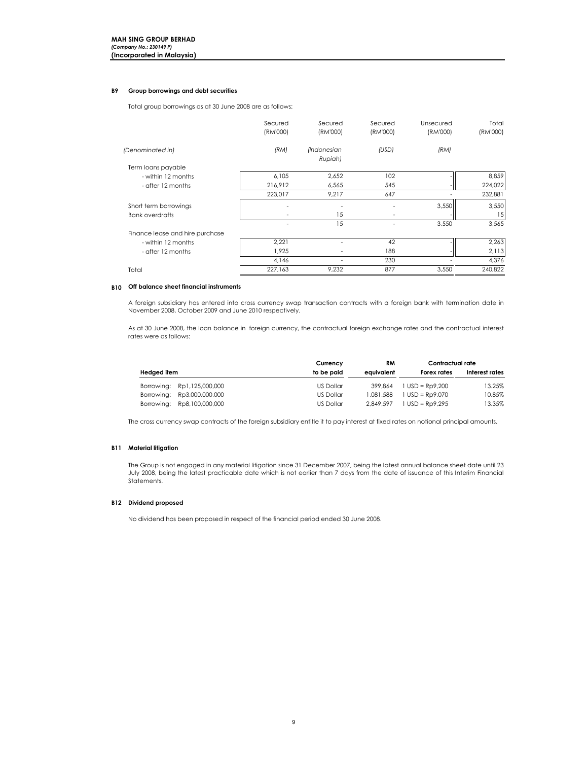**MAH SING GROUP BERHAD**
***(Company No.: 230149 P)***
**(Incorporated in Malaysia)**

### B9 Group borrowings and debt securities

Total group borrowings as at 30 June 2008 are as follows:

| | Secured (RM'000) | Secured (RM'000) | Secured (RM'000) | Unsecured (RM'000) | Total (RM'000) |
|---|---|---|---|---|---|
| *(Denominated in)* | *(RM)* | *(Indonesian Rupiah)* | *(USD)* | *(RM)* | |
| Term loans payable | | | | | |
| - within 12 months | 6,105 | 2,652 | 102 | - | 8,859 |
| - after 12 months | 216,912 | 6,565 | 545 | - | 224,022 |
| | 223,017 | 9,217 | 647 | - | 232,881 |
| Short term borrowings | - | - | - | 3,550 | 3,550 |
| Bank overdrafts | - | 15 | - | - | 15 |
| | - | 15 | - | 3,550 | 3,565 |
| Finance lease and hire purchase | | | | | |
| - within 12 months | 2,221 | - | 42 | - | 2,263 |
| - after 12 months | 1,925 | - | 188 | - | 2,113 |
| | 4,146 | - | 230 | - | 4,376 |
| Total | 227,163 | 9,232 | 877 | 3,550 | 240,822 |

### B10 Off balance sheet financial instruments

A foreign subsidiary has entered into cross currency swap transaction contracts with a foreign bank with termination date in November 2008, October 2009 and June 2010 respectively.

As at 30 June 2008, the loan balance in foreign currency, the contractual foreign exchange rates and the contractual interest rates were as follows:

| Hedged item | Currency to be paid | RM equivalent | Contractual rate Forex rates | Contractual rate Interest rates |
|---|---|---|---|---|
| Borrowing: Rp1,125,000,000 | US Dollar | 399,864 | 1 USD = Rp9,200 | 13.25% |
| Borrowing: Rp3,000,000,000 | US Dollar | 1,081,588 | 1 USD = Rp9,070 | 10.85% |
| Borrowing: Rp8,100,000,000 | US Dollar | 2,849,597 | 1 USD = Rp9,295 | 13.35% |

The cross currency swap contracts of the foreign subsidiary entitle it to pay interest at fixed rates on notional principal amounts.

### B11 Material litigation

The Group is not engaged in any material litigation since 31 December 2007, being the latest annual balance sheet date until 23 July 2008, being the latest practicable date which is not earlier than 7 days from the date of issuance of this Interim Financial Statements.

### B12 Dividend proposed

No dividend has been proposed in respect of the financial period ended 30 June 2008.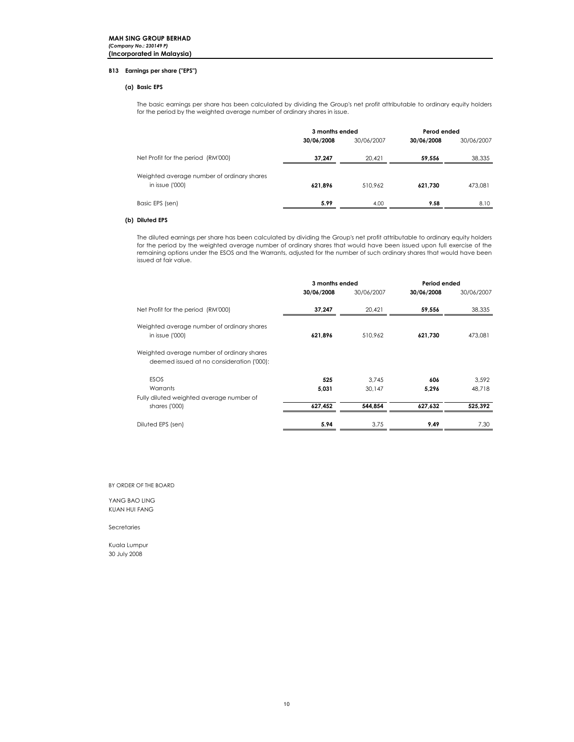**MAH SING GROUP BERHAD**
***(Company No.: 230149 P)***
**(Incorporated in Malaysia)**

## B13 Earnings per share ("EPS")

### (a) Basic EPS

The basic earnings per share has been calculated by dividing the Group's net profit attributable to ordinary equity holders for the period by the weighted average number of ordinary shares in issue.

| | 3 months ended | | Perod ended | |
|---|---|---|---|---|
| | **30/06/2008** | 30/06/2007 | **30/06/2008** | 30/06/2007 |
| Net Profit for the period (RM'000) | **37,247** | 20,421 | **59,556** | 38,335 |
| Weighted average number of ordinary shares in issue ('000) | **621,896** | 510,962 | **621,730** | 473,081 |
| Basic EPS (sen) | **5.99** | 4.00 | **9.58** | 8.10 |

### (b) Diluted EPS

The diluted earnings per share has been calculated by dividing the Group's net profit attributable to ordinary equity holders for the period by the weighted average number of ordinary shares that would have been issued upon full exercise of the remaining options under the ESOS and the Warrants, adjusted for the number of such ordinary shares that would have been issued at fair value.

| | 3 months ended | | Period ended | |
|---|---|---|---|---|
| | **30/06/2008** | 30/06/2007 | **30/06/2008** | 30/06/2007 |
| Net Profit for the period (RM'000) | **37,247** | 20,421 | **59,556** | 38,335 |
| Weighted average number of ordinary shares in issue ('000) | **621,896** | 510,962 | **621,730** | 473,081 |
| Weighted average number of ordinary shares deemed issued at no consideration ('000): | | | | |
| ESOS | **525** | 3,745 | **606** | 3,592 |
| Warrants | **5,031** | 30,147 | **5,296** | 48,718 |
| Fully diluted weighted average number of shares ('000) | **627,452** | **544,854** | **627,632** | **525,392** |
| Diluted EPS (sen) | **5.94** | 3.75 | **9.49** | 7.30 |

BY ORDER OF THE BOARD

YANG BAO LING
KUAN HUI FANG

Secretaries

Kuala Lumpur
30 July 2008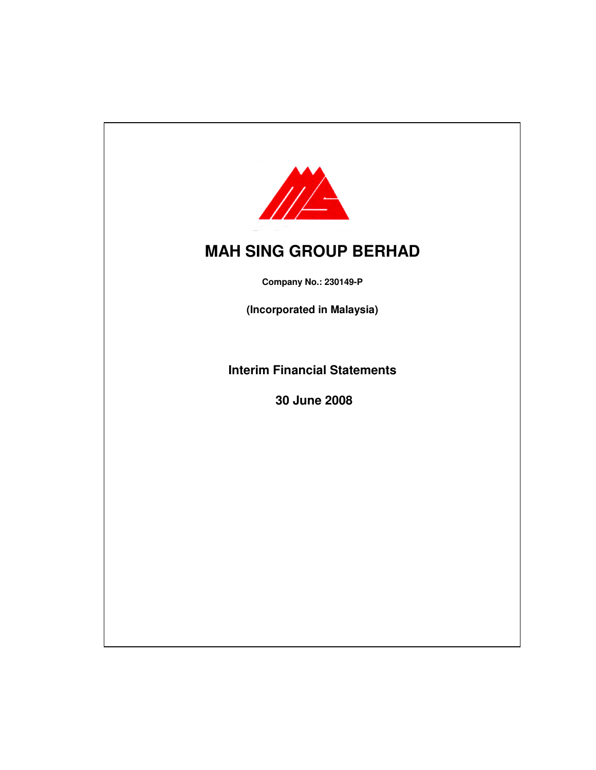# MAH SING GROUP BERHAD

**Company No.: 230149-P**

**(Incorporated in Malaysia)**

**Interim Financial Statements**

**30 June 2008**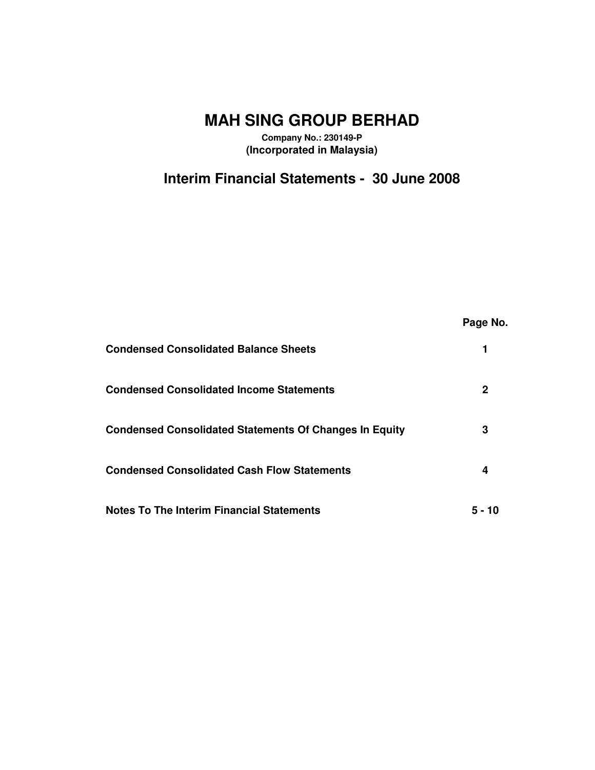# MAH SING GROUP BERHAD

**Company No.: 230149-P**
**(Incorporated in Malaysia)**

## Interim Financial Statements - 30 June 2008

| | Page No. |
|---|---|
| **Condensed Consolidated Balance Sheets** | **1** |
| **Condensed Consolidated Income Statements** | **2** |
| **Condensed Consolidated Statements Of Changes In Equity** | **3** |
| **Condensed Consolidated Cash Flow Statements** | **4** |
| **Notes To The Interim Financial Statements** | **5 - 10** |